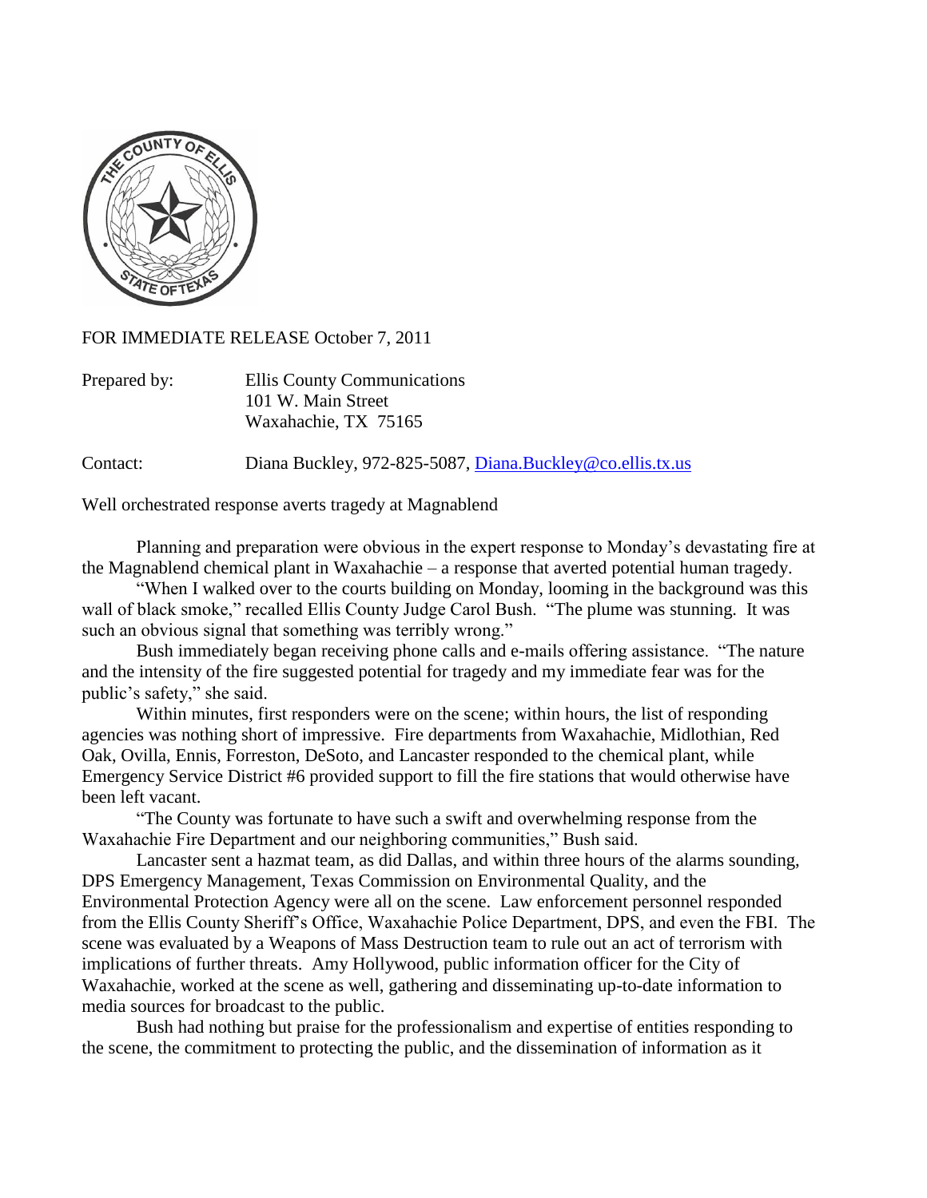FOR IMMEDIATE RELEASE October 7, 2011

Prepared by: Ellis County Communications
101 W. Main Street
Waxahachie, TX 75165

Contact: Diana Buckley, 972-825-5087, Diana.Buckley@co.ellis.tx.us

Well orchestrated response averts tragedy at Magnablend

Planning and preparation were obvious in the expert response to Monday's devastating fire at the Magnablend chemical plant in Waxahachie – a response that averted potential human tragedy.

"When I walked over to the courts building on Monday, looming in the background was this wall of black smoke," recalled Ellis County Judge Carol Bush. "The plume was stunning. It was such an obvious signal that something was terribly wrong."

Bush immediately began receiving phone calls and e-mails offering assistance. "The nature and the intensity of the fire suggested potential for tragedy and my immediate fear was for the public's safety," she said.

Within minutes, first responders were on the scene; within hours, the list of responding agencies was nothing short of impressive. Fire departments from Waxahachie, Midlothian, Red Oak, Ovilla, Ennis, Forreston, DeSoto, and Lancaster responded to the chemical plant, while Emergency Service District #6 provided support to fill the fire stations that would otherwise have been left vacant.

"The County was fortunate to have such a swift and overwhelming response from the Waxahachie Fire Department and our neighboring communities," Bush said.

Lancaster sent a hazmat team, as did Dallas, and within three hours of the alarms sounding, DPS Emergency Management, Texas Commission on Environmental Quality, and the Environmental Protection Agency were all on the scene. Law enforcement personnel responded from the Ellis County Sheriff's Office, Waxahachie Police Department, DPS, and even the FBI. The scene was evaluated by a Weapons of Mass Destruction team to rule out an act of terrorism with implications of further threats. Amy Hollywood, public information officer for the City of Waxahachie, worked at the scene as well, gathering and disseminating up-to-date information to media sources for broadcast to the public.

Bush had nothing but praise for the professionalism and expertise of entities responding to the scene, the commitment to protecting the public, and the dissemination of information as it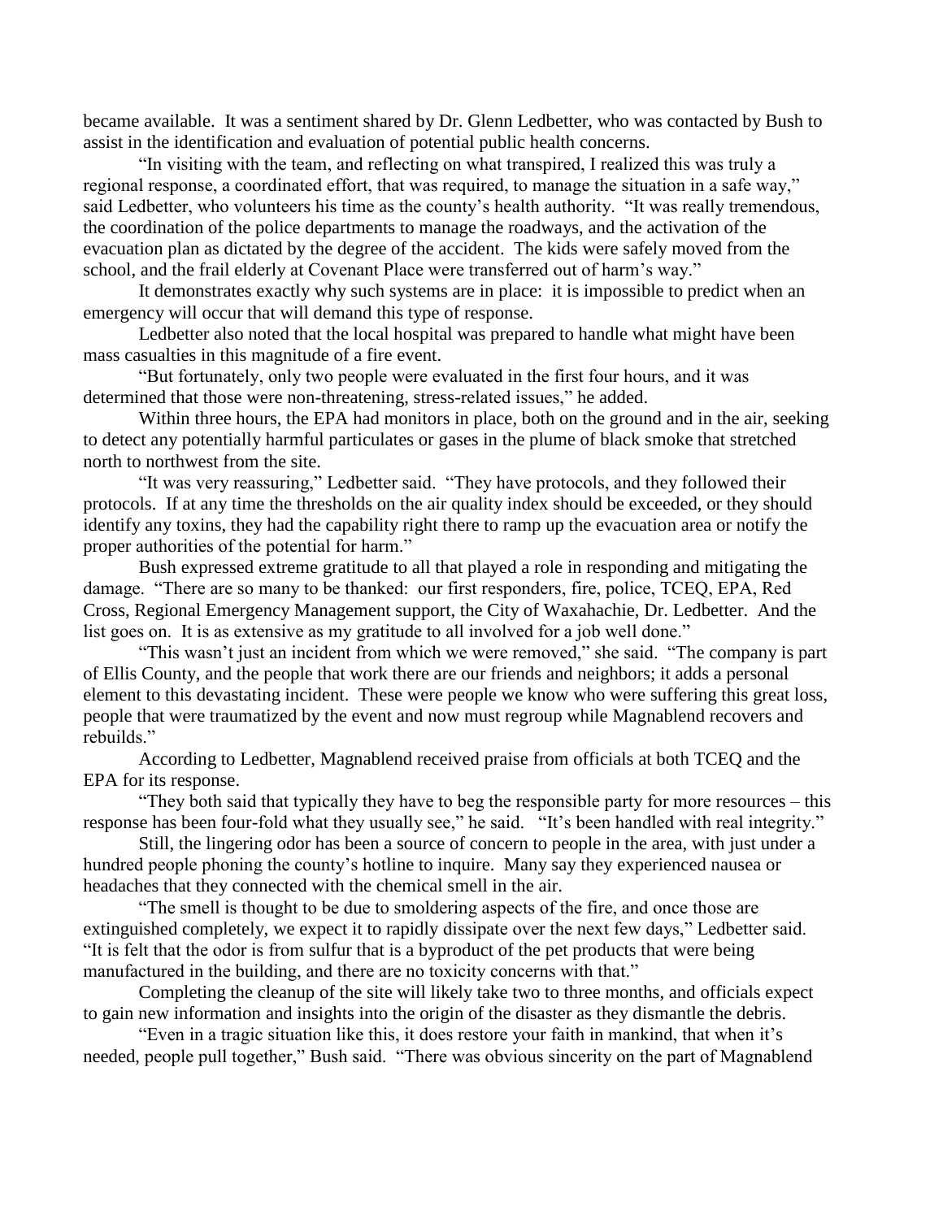became available. It was a sentiment shared by Dr. Glenn Ledbetter, who was contacted by Bush to assist in the identification and evaluation of potential public health concerns.

"In visiting with the team, and reflecting on what transpired, I realized this was truly a regional response, a coordinated effort, that was required, to manage the situation in a safe way," said Ledbetter, who volunteers his time as the county's health authority. "It was really tremendous, the coordination of the police departments to manage the roadways, and the activation of the evacuation plan as dictated by the degree of the accident. The kids were safely moved from the school, and the frail elderly at Covenant Place were transferred out of harm's way."

It demonstrates exactly why such systems are in place: it is impossible to predict when an emergency will occur that will demand this type of response.

Ledbetter also noted that the local hospital was prepared to handle what might have been mass casualties in this magnitude of a fire event.

"But fortunately, only two people were evaluated in the first four hours, and it was determined that those were non-threatening, stress-related issues," he added.

Within three hours, the EPA had monitors in place, both on the ground and in the air, seeking to detect any potentially harmful particulates or gases in the plume of black smoke that stretched north to northwest from the site.

"It was very reassuring," Ledbetter said. "They have protocols, and they followed their protocols. If at any time the thresholds on the air quality index should be exceeded, or they should identify any toxins, they had the capability right there to ramp up the evacuation area or notify the proper authorities of the potential for harm."

Bush expressed extreme gratitude to all that played a role in responding and mitigating the damage. "There are so many to be thanked: our first responders, fire, police, TCEQ, EPA, Red Cross, Regional Emergency Management support, the City of Waxahachie, Dr. Ledbetter. And the list goes on. It is as extensive as my gratitude to all involved for a job well done."

"This wasn't just an incident from which we were removed," she said. "The company is part of Ellis County, and the people that work there are our friends and neighbors; it adds a personal element to this devastating incident. These were people we know who were suffering this great loss, people that were traumatized by the event and now must regroup while Magnablend recovers and rebuilds."

According to Ledbetter, Magnablend received praise from officials at both TCEQ and the EPA for its response.

"They both said that typically they have to beg the responsible party for more resources – this response has been four-fold what they usually see," he said. "It's been handled with real integrity."

Still, the lingering odor has been a source of concern to people in the area, with just under a hundred people phoning the county's hotline to inquire. Many say they experienced nausea or headaches that they connected with the chemical smell in the air.

"The smell is thought to be due to smoldering aspects of the fire, and once those are extinguished completely, we expect it to rapidly dissipate over the next few days," Ledbetter said. "It is felt that the odor is from sulfur that is a byproduct of the pet products that were being manufactured in the building, and there are no toxicity concerns with that."

Completing the cleanup of the site will likely take two to three months, and officials expect to gain new information and insights into the origin of the disaster as they dismantle the debris.

"Even in a tragic situation like this, it does restore your faith in mankind, that when it's needed, people pull together," Bush said. "There was obvious sincerity on the part of Magnablend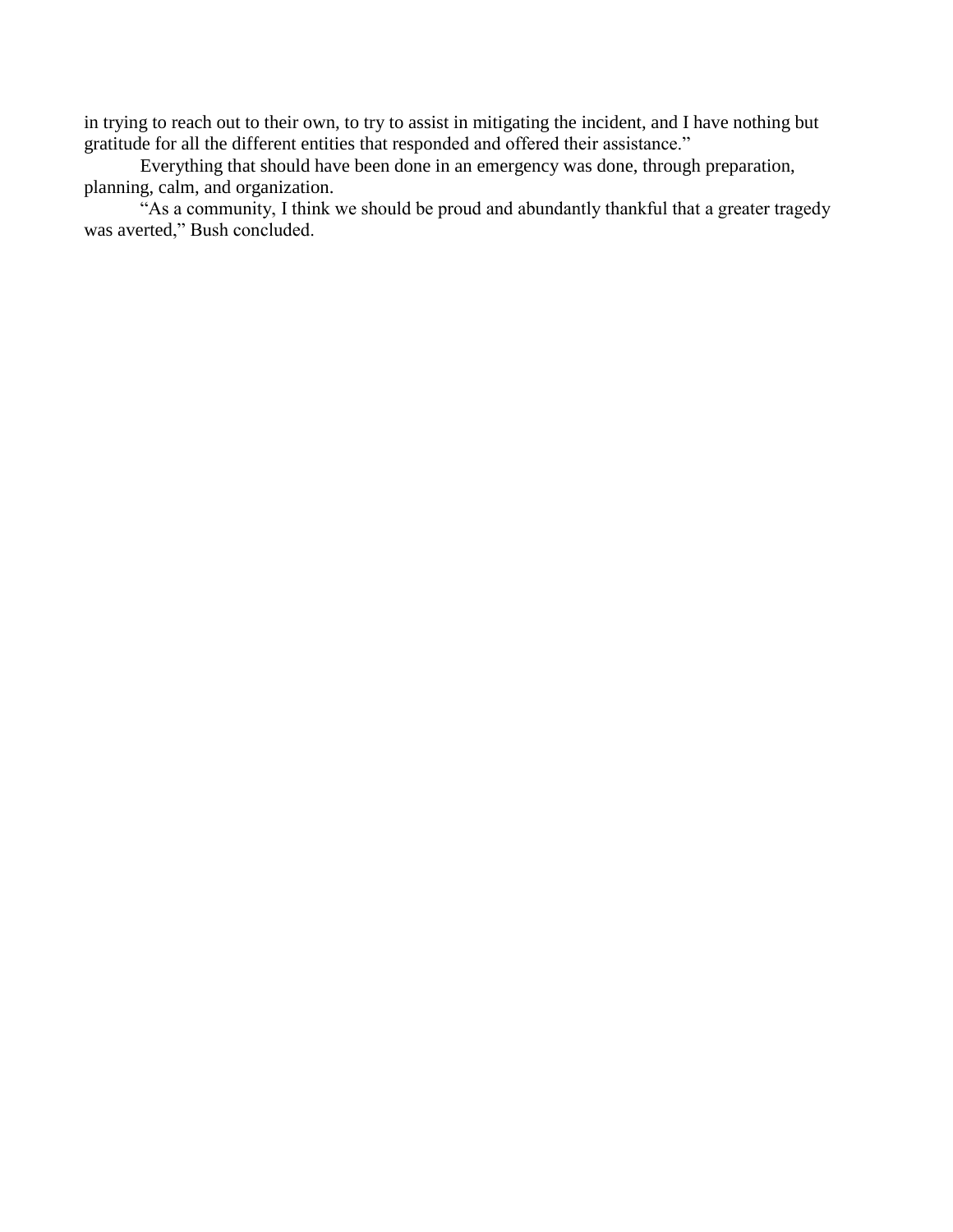in trying to reach out to their own, to try to assist in mitigating the incident, and I have nothing but gratitude for all the different entities that responded and offered their assistance."

Everything that should have been done in an emergency was done, through preparation, planning, calm, and organization.

"As a community, I think we should be proud and abundantly thankful that a greater tragedy was averted," Bush concluded.